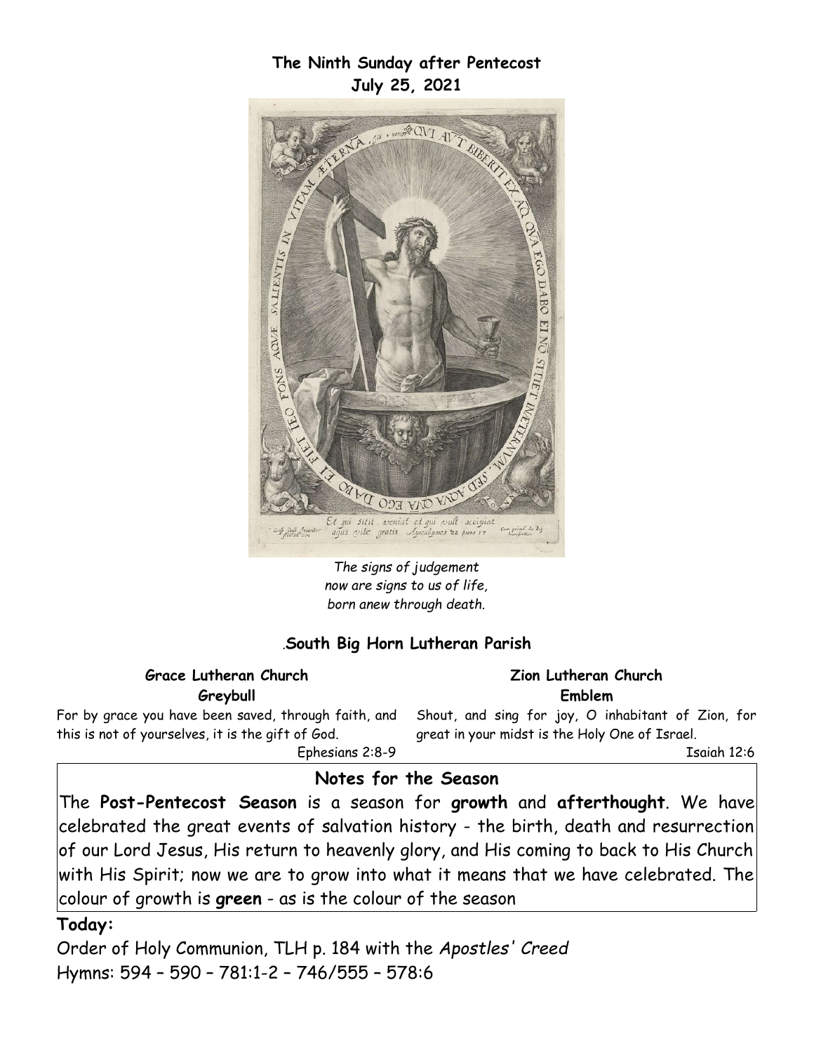**The Ninth Sunday after Pentecost**
**July 25, 2021**

*The signs of judgement*
*now are signs to us of life,*
*born anew through death.*

.**South Big Horn Lutheran Parish**

**Grace Lutheran Church**
**Greybull**

For by grace you have been saved, through faith, and this is not of yourselves, it is the gift of God.

Ephesians 2:8-9

**Zion Lutheran Church**
**Emblem**

Shout, and sing for joy, O inhabitant of Zion, for great in your midst is the Holy One of Israel.

Isaiah 12:6

## Notes for the Season

The **Post-Pentecost Season** is a season for **growth** and **afterthought**. We have celebrated the great events of salvation history - the birth, death and resurrection of our Lord Jesus, His return to heavenly glory, and His coming to back to His Church with His Spirit; now we are to grow into what it means that we have celebrated. The colour of growth is **green** - as is the colour of the season

**Today:**

Order of Holy Communion, TLH p. 184 with the *Apostles' Creed*
Hymns: 594 – 590 – 781:1-2 – 746/555 – 578:6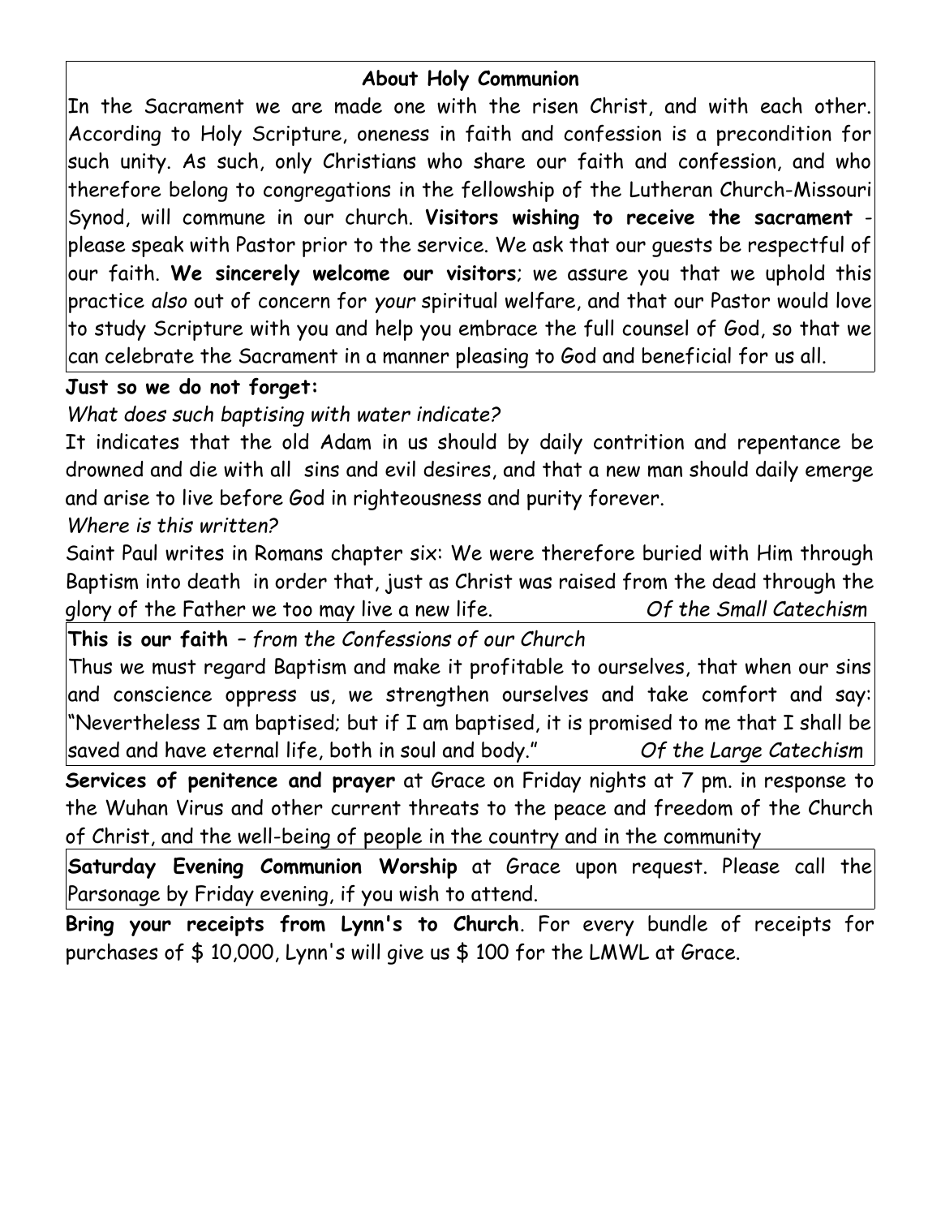## About Holy Communion

In the Sacrament we are made one with the risen Christ, and with each other. According to Holy Scripture, oneness in faith and confession is a precondition for such unity. As such, only Christians who share our faith and confession, and who therefore belong to congregations in the fellowship of the Lutheran Church-Missouri Synod, will commune in our church. **Visitors wishing to receive the sacrament** - please speak with Pastor prior to the service. We ask that our guests be respectful of our faith. **We sincerely welcome our visitors**; we assure you that we uphold this practice *also* out of concern for *your* spiritual welfare, and that our Pastor would love to study Scripture with you and help you embrace the full counsel of God, so that we can celebrate the Sacrament in a manner pleasing to God and beneficial for us all.

**Just so we do not forget:**

*What does such baptising with water indicate?*

It indicates that the old Adam in us should by daily contrition and repentance be drowned and die with all sins and evil desires, and that a new man should daily emerge and arise to live before God in righteousness and purity forever.

*Where is this written?*

Saint Paul writes in Romans chapter six: We were therefore buried with Him through Baptism into death in order that, just as Christ was raised from the dead through the glory of the Father we too may live a new life. *Of the Small Catechism*

**This is our faith** – *from the Confessions of our Church*

Thus we must regard Baptism and make it profitable to ourselves, that when our sins and conscience oppress us, we strengthen ourselves and take comfort and say: "Nevertheless I am baptised; but if I am baptised, it is promised to me that I shall be saved and have eternal life, both in soul and body." *Of the Large Catechism*

**Services of penitence and prayer** at Grace on Friday nights at 7 pm. in response to the Wuhan Virus and other current threats to the peace and freedom of the Church of Christ, and the well-being of people in the country and in the community

**Saturday Evening Communion Worship** at Grace upon request. Please call the Parsonage by Friday evening, if you wish to attend.

**Bring your receipts from Lynn's to Church**. For every bundle of receipts for purchases of $ 10,000, Lynn's will give us $ 100 for the LMWL at Grace.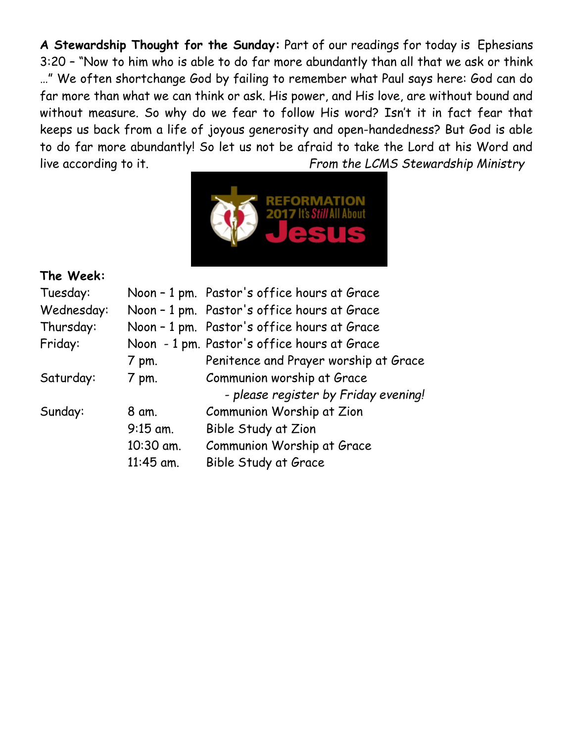**A Stewardship Thought for the Sunday:** Part of our readings for today is Ephesians 3:20 – "Now to him who is able to do far more abundantly than all that we ask or think …" We often shortchange God by failing to remember what Paul says here: God can do far more than what we can think or ask. His power, and His love, are without bound and without measure. So why do we fear to follow His word? Isn't it in fact fear that keeps us back from a life of joyous generosity and open-handedness? But God is able to do far more abundantly! So let us not be afraid to take the Lord at his Word and live according to it. *From the LCMS Stewardship Ministry*

REFORMATION 2017 It's *Still* All About Jesus

**The Week:**

| | | |
|---|---|---|
| Tuesday: | Noon – 1 pm. | Pastor's office hours at Grace |
| Wednesday: | Noon – 1 pm. | Pastor's office hours at Grace |
| Thursday: | Noon – 1 pm. | Pastor's office hours at Grace |
| Friday: | Noon - 1 pm. | Pastor's office hours at Grace |
| | 7 pm. | Penitence and Prayer worship at Grace |
| Saturday: | 7 pm. | Communion worship at Grace<br>*- please register by Friday evening!* |
| Sunday: | 8 am. | Communion Worship at Zion |
| | 9:15 am. | Bible Study at Zion |
| | 10:30 am. | Communion Worship at Grace |
| | 11:45 am. | Bible Study at Grace |